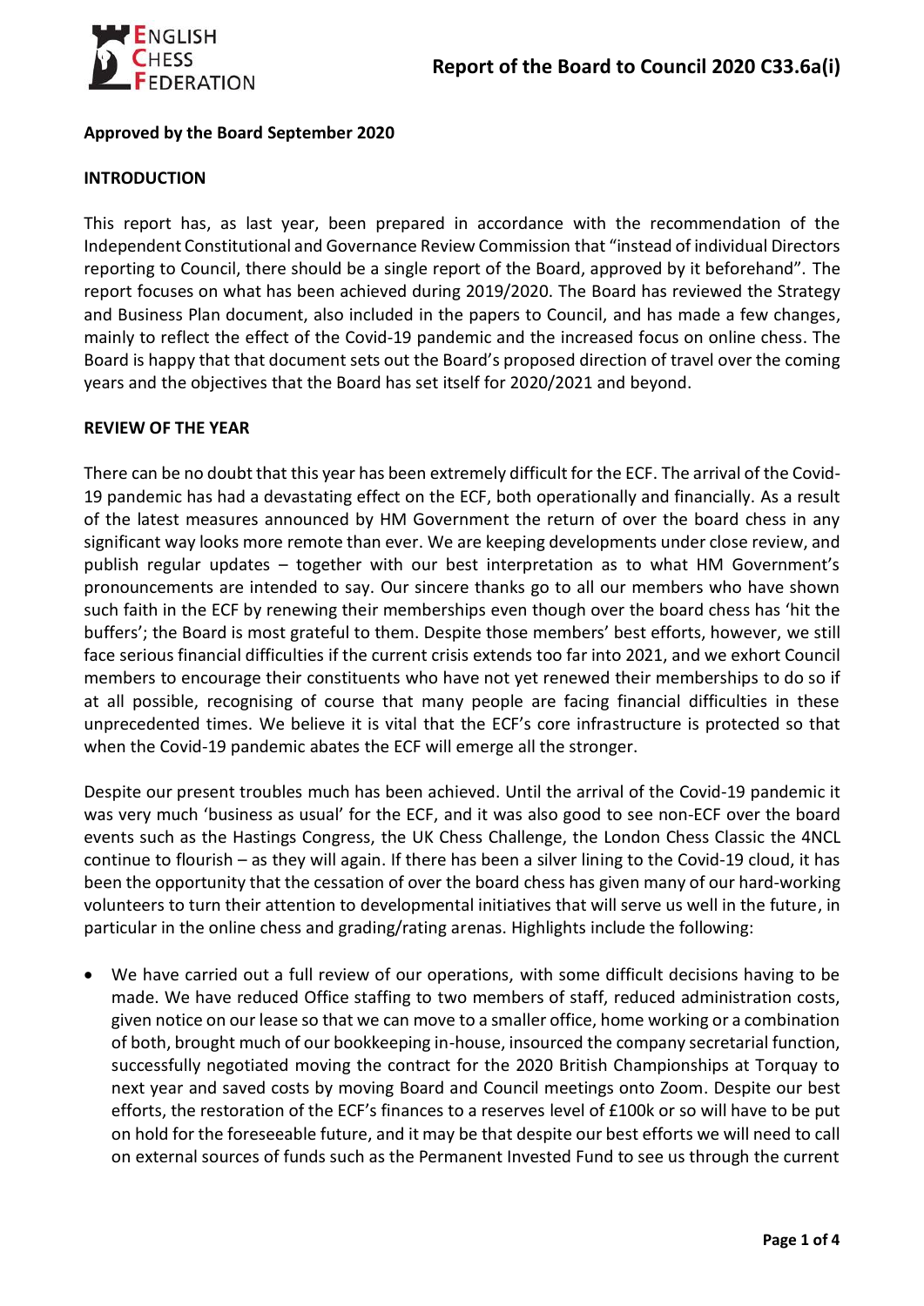# Report of the Board to Council 2020 C33.6a(i)

**Approved by the Board September 2020**

**INTRODUCTION**

This report has, as last year, been prepared in accordance with the recommendation of the Independent Constitutional and Governance Review Commission that "instead of individual Directors reporting to Council, there should be a single report of the Board, approved by it beforehand". The report focuses on what has been achieved during 2019/2020. The Board has reviewed the Strategy and Business Plan document, also included in the papers to Council, and has made a few changes, mainly to reflect the effect of the Covid-19 pandemic and the increased focus on online chess. The Board is happy that that document sets out the Board's proposed direction of travel over the coming years and the objectives that the Board has set itself for 2020/2021 and beyond.

**REVIEW OF THE YEAR**

There can be no doubt that this year has been extremely difficult for the ECF. The arrival of the Covid-19 pandemic has had a devastating effect on the ECF, both operationally and financially. As a result of the latest measures announced by HM Government the return of over the board chess in any significant way looks more remote than ever. We are keeping developments under close review, and publish regular updates – together with our best interpretation as to what HM Government's pronouncements are intended to say. Our sincere thanks go to all our members who have shown such faith in the ECF by renewing their memberships even though over the board chess has 'hit the buffers'; the Board is most grateful to them. Despite those members' best efforts, however, we still face serious financial difficulties if the current crisis extends too far into 2021, and we exhort Council members to encourage their constituents who have not yet renewed their memberships to do so if at all possible, recognising of course that many people are facing financial difficulties in these unprecedented times. We believe it is vital that the ECF's core infrastructure is protected so that when the Covid-19 pandemic abates the ECF will emerge all the stronger.

Despite our present troubles much has been achieved. Until the arrival of the Covid-19 pandemic it was very much 'business as usual' for the ECF, and it was also good to see non-ECF over the board events such as the Hastings Congress, the UK Chess Challenge, the London Chess Classic the 4NCL continue to flourish – as they will again. If there has been a silver lining to the Covid-19 cloud, it has been the opportunity that the cessation of over the board chess has given many of our hard-working volunteers to turn their attention to developmental initiatives that will serve us well in the future, in particular in the online chess and grading/rating arenas. Highlights include the following:

- We have carried out a full review of our operations, with some difficult decisions having to be made. We have reduced Office staffing to two members of staff, reduced administration costs, given notice on our lease so that we can move to a smaller office, home working or a combination of both, brought much of our bookkeeping in-house, insourced the company secretarial function, successfully negotiated moving the contract for the 2020 British Championships at Torquay to next year and saved costs by moving Board and Council meetings onto Zoom. Despite our best efforts, the restoration of the ECF's finances to a reserves level of £100k or so will have to be put on hold for the foreseeable future, and it may be that despite our best efforts we will need to call on external sources of funds such as the Permanent Invested Fund to see us through the current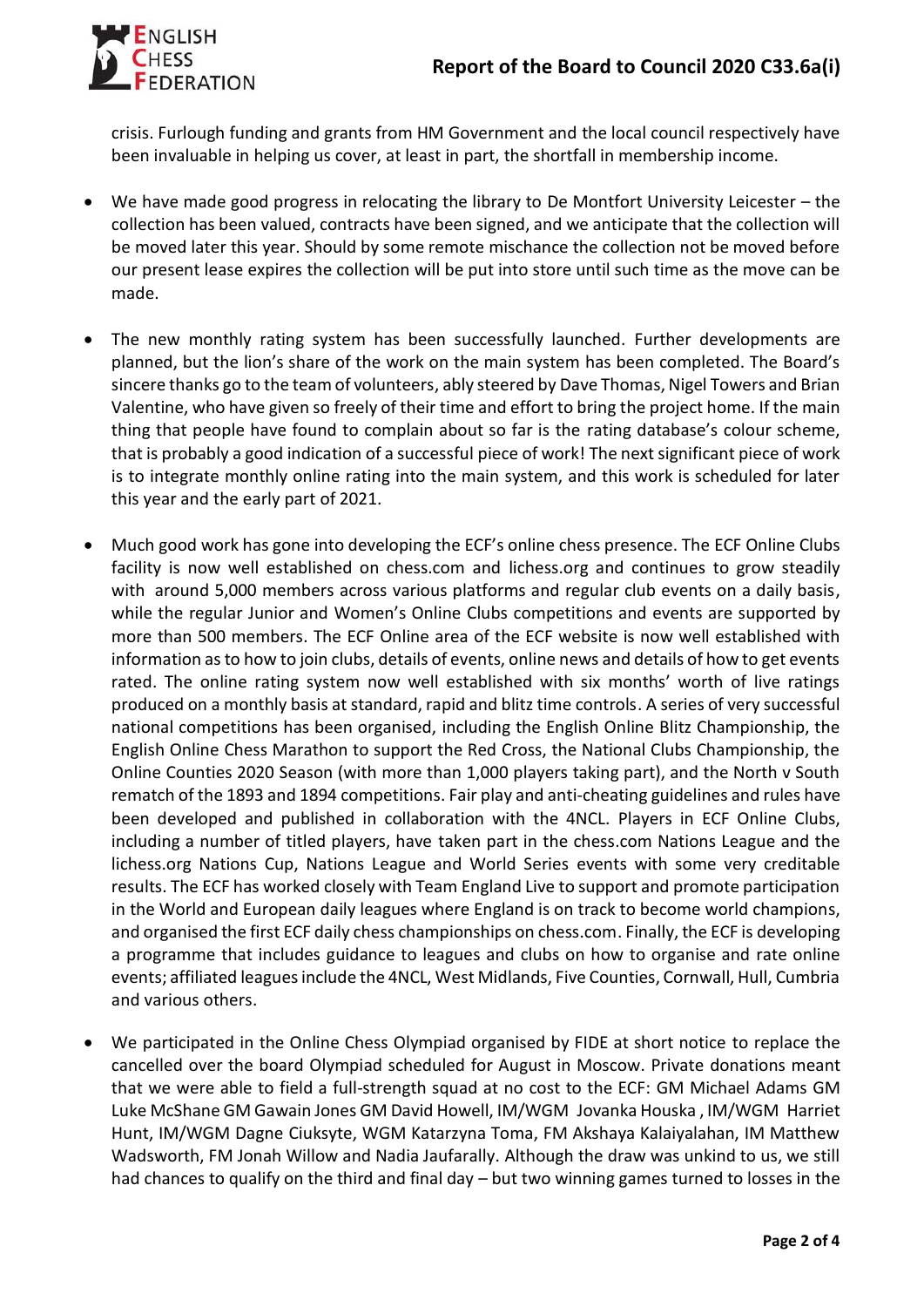crisis. Furlough funding and grants from HM Government and the local council respectively have been invaluable in helping us cover, at least in part, the shortfall in membership income.

- We have made good progress in relocating the library to De Montfort University Leicester – the collection has been valued, contracts have been signed, and we anticipate that the collection will be moved later this year. Should by some remote mischance the collection not be moved before our present lease expires the collection will be put into store until such time as the move can be made.

- The new monthly rating system has been successfully launched. Further developments are planned, but the lion's share of the work on the main system has been completed. The Board's sincere thanks go to the team of volunteers, ably steered by Dave Thomas, Nigel Towers and Brian Valentine, who have given so freely of their time and effort to bring the project home. If the main thing that people have found to complain about so far is the rating database's colour scheme, that is probably a good indication of a successful piece of work! The next significant piece of work is to integrate monthly online rating into the main system, and this work is scheduled for later this year and the early part of 2021.

- Much good work has gone into developing the ECF's online chess presence. The ECF Online Clubs facility is now well established on chess.com and lichess.org and continues to grow steadily with around 5,000 members across various platforms and regular club events on a daily basis, while the regular Junior and Women's Online Clubs competitions and events are supported by more than 500 members. The ECF Online area of the ECF website is now well established with information as to how to join clubs, details of events, online news and details of how to get events rated. The online rating system now well established with six months' worth of live ratings produced on a monthly basis at standard, rapid and blitz time controls. A series of very successful national competitions has been organised, including the English Online Blitz Championship, the English Online Chess Marathon to support the Red Cross, the National Clubs Championship, the Online Counties 2020 Season (with more than 1,000 players taking part), and the North v South rematch of the 1893 and 1894 competitions. Fair play and anti-cheating guidelines and rules have been developed and published in collaboration with the 4NCL. Players in ECF Online Clubs, including a number of titled players, have taken part in the chess.com Nations League and the lichess.org Nations Cup, Nations League and World Series events with some very creditable results. The ECF has worked closely with Team England Live to support and promote participation in the World and European daily leagues where England is on track to become world champions, and organised the first ECF daily chess championships on chess.com. Finally, the ECF is developing a programme that includes guidance to leagues and clubs on how to organise and rate online events; affiliated leagues include the 4NCL, West Midlands, Five Counties, Cornwall, Hull, Cumbria and various others.

- We participated in the Online Chess Olympiad organised by FIDE at short notice to replace the cancelled over the board Olympiad scheduled for August in Moscow. Private donations meant that we were able to field a full-strength squad at no cost to the ECF: GM Michael Adams GM Luke McShane GM Gawain Jones GM David Howell, IM/WGM Jovanka Houska , IM/WGM Harriet Hunt, IM/WGM Dagne Ciuksyte, WGM Katarzyna Toma, FM Akshaya Kalaiyalahan, IM Matthew Wadsworth, FM Jonah Willow and Nadia Jaufarally. Although the draw was unkind to us, we still had chances to qualify on the third and final day – but two winning games turned to losses in the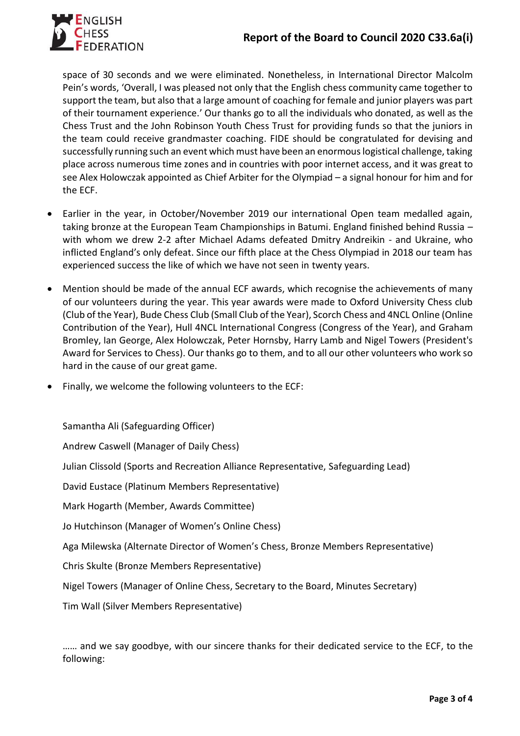space of 30 seconds and we were eliminated. Nonetheless, in International Director Malcolm Pein's words, 'Overall, I was pleased not only that the English chess community came together to support the team, but also that a large amount of coaching for female and junior players was part of their tournament experience.' Our thanks go to all the individuals who donated, as well as the Chess Trust and the John Robinson Youth Chess Trust for providing funds so that the juniors in the team could receive grandmaster coaching. FIDE should be congratulated for devising and successfully running such an event which must have been an enormous logistical challenge, taking place across numerous time zones and in countries with poor internet access, and it was great to see Alex Holowczak appointed as Chief Arbiter for the Olympiad – a signal honour for him and for the ECF.

- Earlier in the year, in October/November 2019 our international Open team medalled again, taking bronze at the European Team Championships in Batumi. England finished behind Russia – with whom we drew 2-2 after Michael Adams defeated Dmitry Andreikin - and Ukraine, who inflicted England's only defeat. Since our fifth place at the Chess Olympiad in 2018 our team has experienced success the like of which we have not seen in twenty years.

- Mention should be made of the annual ECF awards, which recognise the achievements of many of our volunteers during the year. This year awards were made to Oxford University Chess club (Club of the Year), Bude Chess Club (Small Club of the Year), Scorch Chess and 4NCL Online (Online Contribution of the Year), Hull 4NCL International Congress (Congress of the Year), and Graham Bromley, Ian George, Alex Holowczak, Peter Hornsby, Harry Lamb and Nigel Towers (President's Award for Services to Chess). Our thanks go to them, and to all our other volunteers who work so hard in the cause of our great game.

- Finally, we welcome the following volunteers to the ECF:

  Samantha Ali (Safeguarding Officer)

  Andrew Caswell (Manager of Daily Chess)

  Julian Clissold (Sports and Recreation Alliance Representative, Safeguarding Lead)

  David Eustace (Platinum Members Representative)

  Mark Hogarth (Member, Awards Committee)

  Jo Hutchinson (Manager of Women's Online Chess)

  Aga Milewska (Alternate Director of Women's Chess, Bronze Members Representative)

  Chris Skulte (Bronze Members Representative)

  Nigel Towers (Manager of Online Chess, Secretary to the Board, Minutes Secretary)

  Tim Wall (Silver Members Representative)

  …… and we say goodbye, with our sincere thanks for their dedicated service to the ECF, to the following: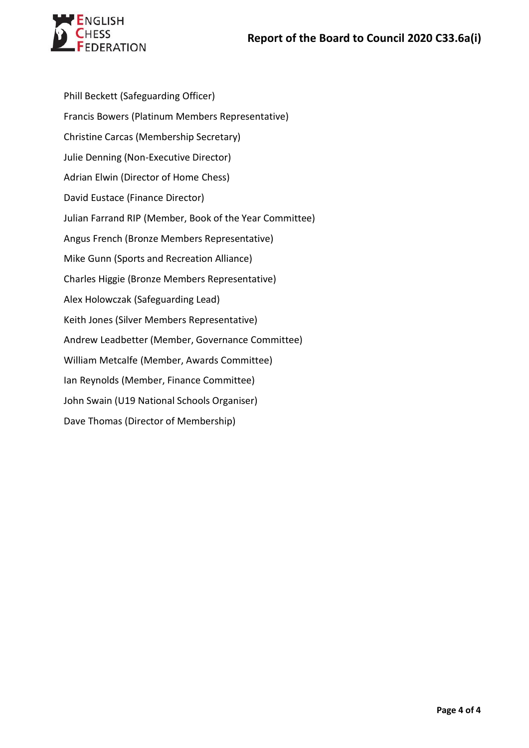Phill Beckett (Safeguarding Officer)

Francis Bowers (Platinum Members Representative)

Christine Carcas (Membership Secretary)

Julie Denning (Non-Executive Director)

Adrian Elwin (Director of Home Chess)

David Eustace (Finance Director)

Julian Farrand RIP (Member, Book of the Year Committee)

Angus French (Bronze Members Representative)

Mike Gunn (Sports and Recreation Alliance)

Charles Higgie (Bronze Members Representative)

Alex Holowczak (Safeguarding Lead)

Keith Jones (Silver Members Representative)

Andrew Leadbetter (Member, Governance Committee)

William Metcalfe (Member, Awards Committee)

Ian Reynolds (Member, Finance Committee)

John Swain (U19 National Schools Organiser)

Dave Thomas (Director of Membership)